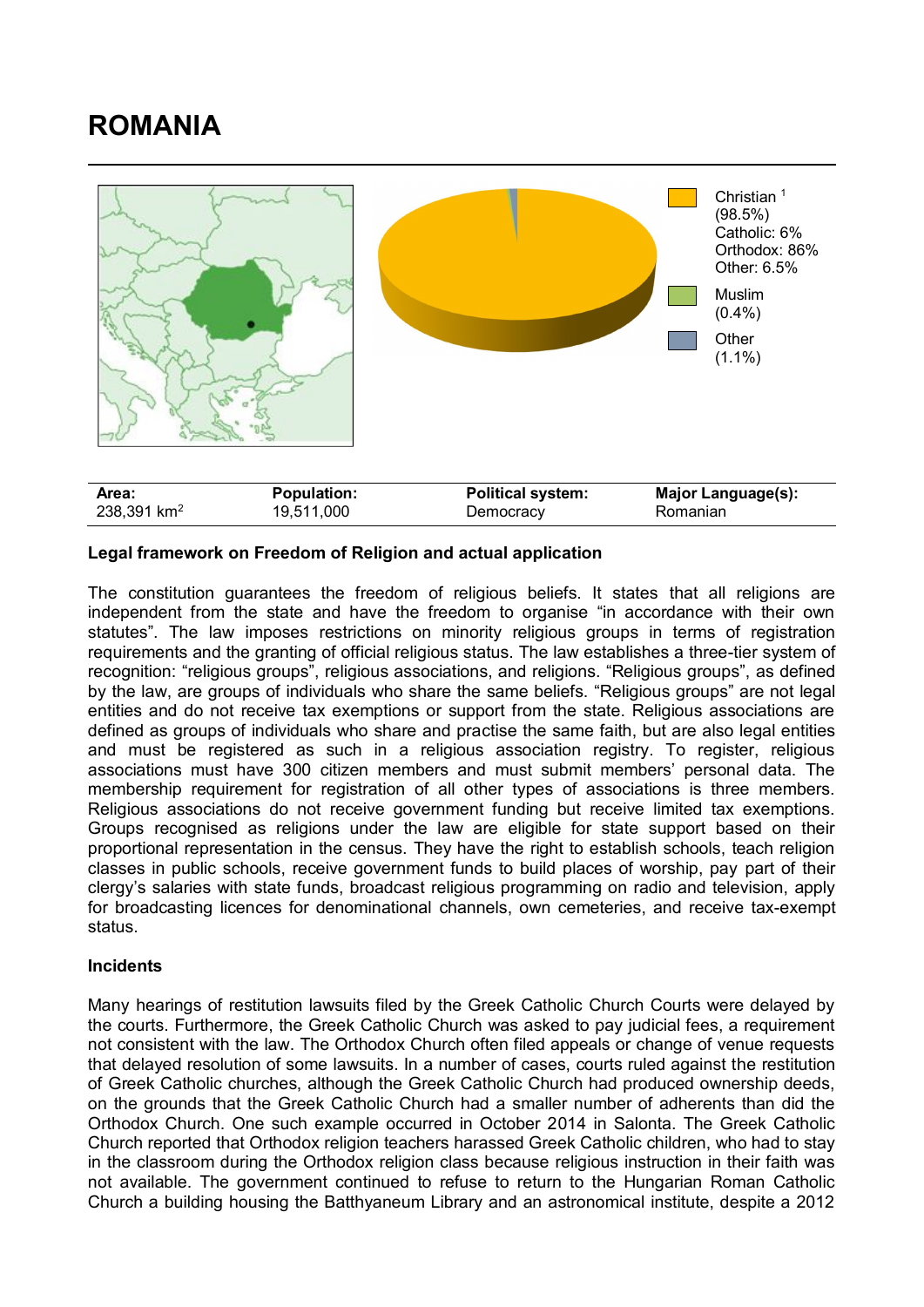# ROMANIA

Christian [1] (98.5%)
Catholic: 6%
Orthodox: 86%
Other: 6.5%

Muslim (0.4%)

Other (1.1%)

| Area: | Population: | Political system: | Major Language(s): |
|---|---|---|---|
| 238,391 km² | 19,511,000 | Democracy | Romanian |

**Legal framework on Freedom of Religion and actual application**

The constitution guarantees the freedom of religious beliefs. It states that all religions are independent from the state and have the freedom to organise "in accordance with their own statutes". The law imposes restrictions on minority religious groups in terms of registration requirements and the granting of official religious status. The law establishes a three-tier system of recognition: "religious groups", religious associations, and religions. "Religious groups", as defined by the law, are groups of individuals who share the same beliefs. "Religious groups" are not legal entities and do not receive tax exemptions or support from the state. Religious associations are defined as groups of individuals who share and practise the same faith, but are also legal entities and must be registered as such in a religious association registry. To register, religious associations must have 300 citizen members and must submit members' personal data. The membership requirement for registration of all other types of associations is three members. Religious associations do not receive government funding but receive limited tax exemptions. Groups recognised as religions under the law are eligible for state support based on their proportional representation in the census. They have the right to establish schools, teach religion classes in public schools, receive government funds to build places of worship, pay part of their clergy's salaries with state funds, broadcast religious programming on radio and television, apply for broadcasting licences for denominational channels, own cemeteries, and receive tax-exempt status.

**Incidents**

Many hearings of restitution lawsuits filed by the Greek Catholic Church Courts were delayed by the courts. Furthermore, the Greek Catholic Church was asked to pay judicial fees, a requirement not consistent with the law. The Orthodox Church often filed appeals or change of venue requests that delayed resolution of some lawsuits. In a number of cases, courts ruled against the restitution of Greek Catholic churches, although the Greek Catholic Church had produced ownership deeds, on the grounds that the Greek Catholic Church had a smaller number of adherents than did the Orthodox Church. One such example occurred in October 2014 in Salonta. The Greek Catholic Church reported that Orthodox religion teachers harassed Greek Catholic children, who had to stay in the classroom during the Orthodox religion class because religious instruction in their faith was not available. The government continued to refuse to return to the Hungarian Roman Catholic Church a building housing the Batthyaneum Library and an astronomical institute, despite a 2012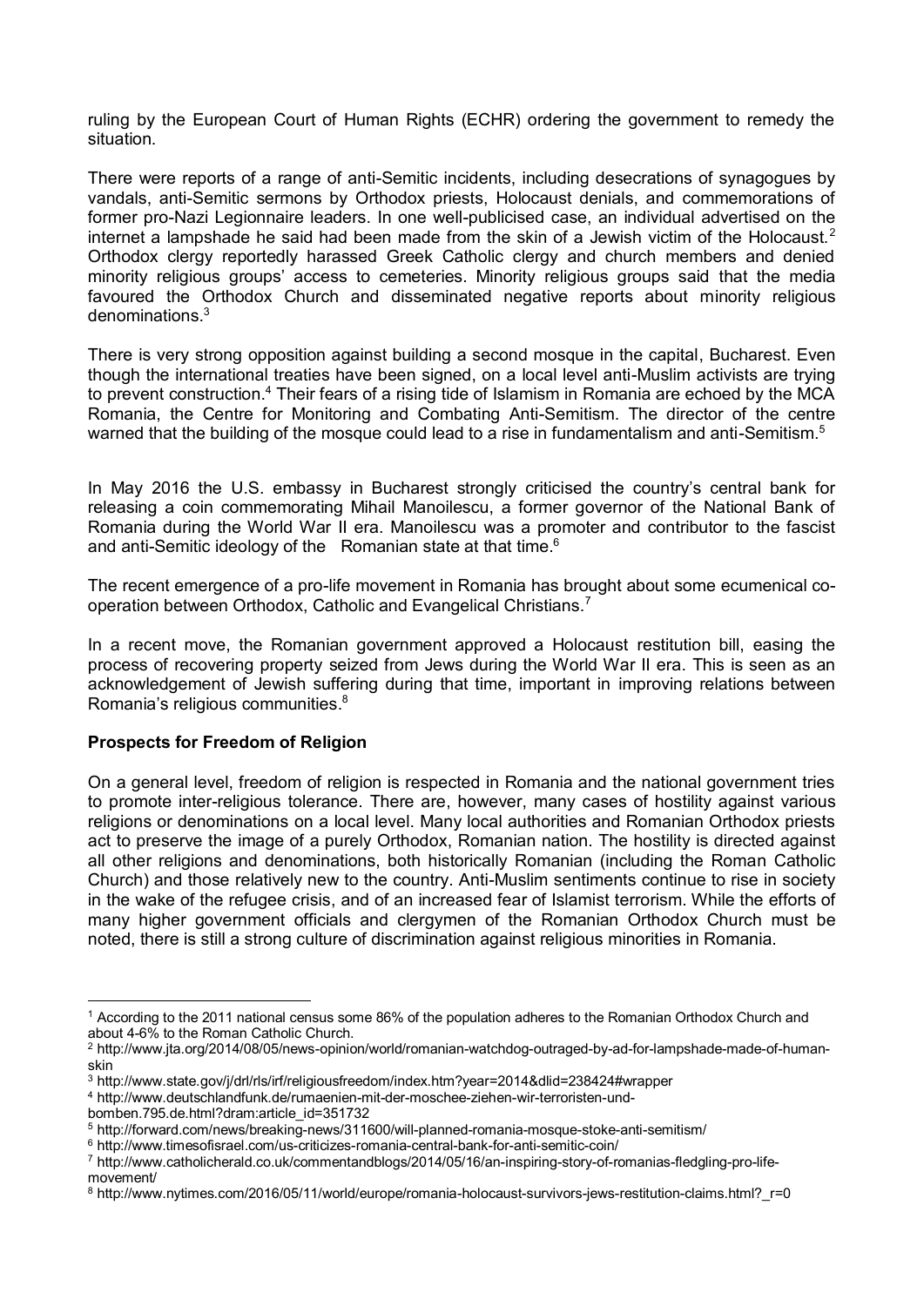ruling by the European Court of Human Rights (ECHR) ordering the government to remedy the situation.

There were reports of a range of anti-Semitic incidents, including desecrations of synagogues by vandals, anti-Semitic sermons by Orthodox priests, Holocaust denials, and commemorations of former pro-Nazi Legionnaire leaders. In one well-publicised case, an individual advertised on the internet a lampshade he said had been made from the skin of a Jewish victim of the Holocaust.[2] Orthodox clergy reportedly harassed Greek Catholic clergy and church members and denied minority religious groups' access to cemeteries. Minority religious groups said that the media favoured the Orthodox Church and disseminated negative reports about minority religious denominations.[3]

There is very strong opposition against building a second mosque in the capital, Bucharest. Even though the international treaties have been signed, on a local level anti-Muslim activists are trying to prevent construction.[4] Their fears of a rising tide of Islamism in Romania are echoed by the MCA Romania, the Centre for Monitoring and Combating Anti-Semitism. The director of the centre warned that the building of the mosque could lead to a rise in fundamentalism and anti-Semitism.[5]

In May 2016 the U.S. embassy in Bucharest strongly criticised the country's central bank for releasing a coin commemorating Mihail Manoilescu, a former governor of the National Bank of Romania during the World War II era. Manoilescu was a promoter and contributor to the fascist and anti-Semitic ideology of the Romanian state at that time.[6]

The recent emergence of a pro-life movement in Romania has brought about some ecumenical co-operation between Orthodox, Catholic and Evangelical Christians.[7]

In a recent move, the Romanian government approved a Holocaust restitution bill, easing the process of recovering property seized from Jews during the World War II era. This is seen as an acknowledgement of Jewish suffering during that time, important in improving relations between Romania's religious communities.[8]

**Prospects for Freedom of Religion**

On a general level, freedom of religion is respected in Romania and the national government tries to promote inter-religious tolerance. There are, however, many cases of hostility against various religions or denominations on a local level. Many local authorities and Romanian Orthodox priests act to preserve the image of a purely Orthodox, Romanian nation. The hostility is directed against all other religions and denominations, both historically Romanian (including the Roman Catholic Church) and those relatively new to the country. Anti-Muslim sentiments continue to rise in society in the wake of the refugee crisis, and of an increased fear of Islamist terrorism. While the efforts of many higher government officials and clergymen of the Romanian Orthodox Church must be noted, there is still a strong culture of discrimination against religious minorities in Romania.

---

[1] According to the 2011 national census some 86% of the population adheres to the Romanian Orthodox Church and about 4-6% to the Roman Catholic Church.

[2] http://www.jta.org/2014/08/05/news-opinion/world/romanian-watchdog-outraged-by-ad-for-lampshade-made-of-human-skin

[3] http://www.state.gov/j/drl/rls/irf/religiousfreedom/index.htm?year=2014&dlid=238424#wrapper

[4] http://www.deutschlandfunk.de/rumaenien-mit-der-moschee-ziehen-wir-terroristen-und-bomben.795.de.html?dram:article_id=351732

[5] http://forward.com/news/breaking-news/311600/will-planned-romania-mosque-stoke-anti-semitism/

[6] http://www.timesofisrael.com/us-criticizes-romania-central-bank-for-anti-semitic-coin/

[7] http://www.catholicherald.co.uk/commentandblogs/2014/05/16/an-inspiring-story-of-romanias-fledgling-pro-life-movement/

[8] http://www.nytimes.com/2016/05/11/world/europe/romania-holocaust-survivors-jews-restitution-claims.html?_r=0